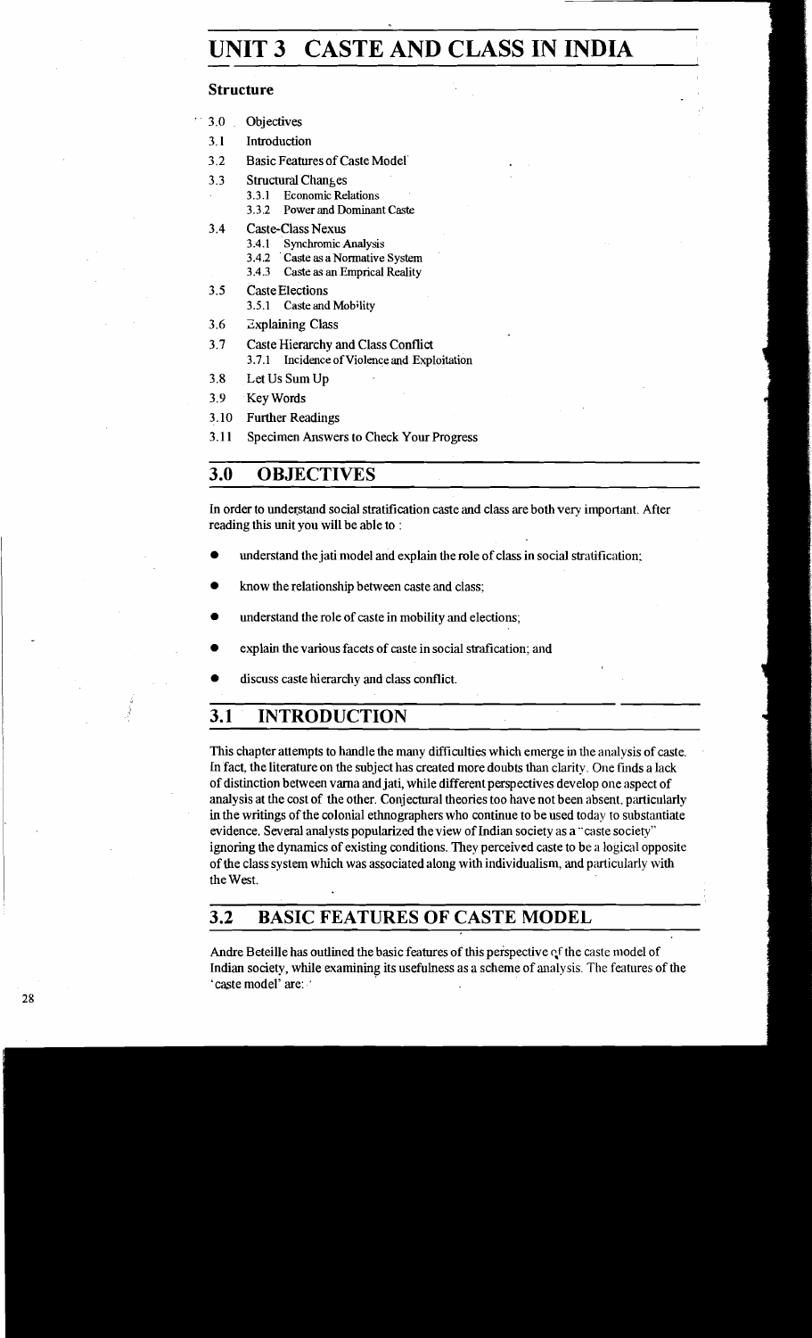# UNIT 3 CASTE AND CLASS IN INDIA

### Structure

- 3.0 Objectives
- 3.1 Introduction
- 3.2 Basic Features of Caste Model
- 3.3 Structural Changes
  - 3.3.1 Economic Relations
  - 3.3.2 Power and Dominant Caste
- 3.4 Caste-Class Nexus
  - 3.4.1 Synchromic Analysis
  - 3.4.2 Caste as a Normative System
  - 3.4.3 Caste as an Emprical Reality
- 3.5 Caste Elections
  - 3.5.1 Caste and Mobility
- 3.6 Explaining Class
- 3.7 Caste Hierarchy and Class Conflict
  - 3.7.1 Incidence of Violence and Exploitation
- 3.8 Let Us Sum Up
- 3.9 Key Words
- 3.10 Further Readings
- 3.11 Specimen Answers to Check Your Progress

## 3.0 OBJECTIVES

In order to understand social stratification caste and class are both very important. After reading this unit you will be able to :

- understand the jati model and explain the role of class in social stratification;
- know the relationship between caste and class;
- understand the role of caste in mobility and elections;
- explain the various facets of caste in social strafication; and
- discuss caste hierarchy and class conflict.

## 3.1 INTRODUCTION

This chapter attempts to handle the many difficulties which emerge in the analysis of caste. In fact, the literature on the subject has created more doubts than clarity. One finds a lack of distinction between varna and jati, while different perspectives develop one aspect of analysis at the cost of the other. Conjectural theories too have not been absent, particularly in the writings of the colonial ethnographers who continue to be used today to substantiate evidence. Several analysts popularized the view of Indian society as a "caste society" ignoring the dynamics of existing conditions. They perceived caste to be a logical opposite of the class system which was associated along with individualism, and particularly with the West.

## 3.2 BASIC FEATURES OF CASTE MODEL

Andre Beteille has outlined the basic features of this perspective of the caste model of Indian society, while examining its usefulness as a scheme of analysis. The features of the 'caste model' are: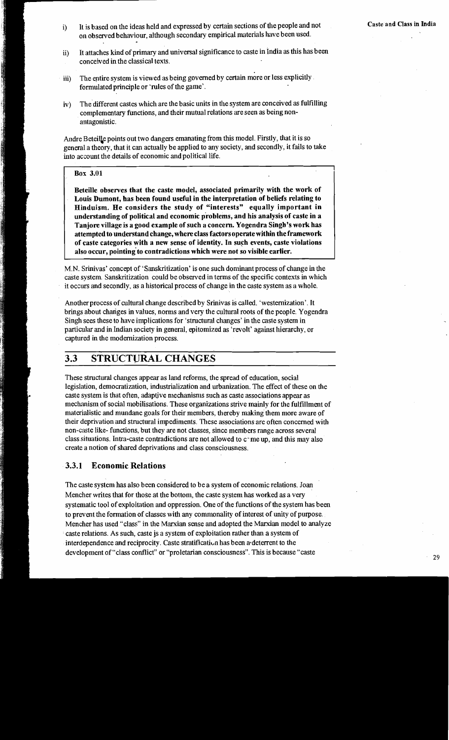i) It is based on the ideas held and expressed by certain sections of the people and not on observed behaviour, although secondary empirical materials have been used.

ii) It attaches kind of primary and universal significance to caste in India as this has been conceived in the classical texts.

iii) The entire system is viewed as being governed by certain more or less explicitly formulated principle or 'rules of the game'.

iv) The different castes which are the basic units in the system are conceived as fulfilling complementary functions, and their mutual relations are seen as being non-antagonistic.

Andre Beteille points out two dangers emanating from this model. Firstly, that it is so general a theory, that it can actually be applied to any society, and secondly, it fails to take into account the details of economic and political life.

> **Box 3.01**
>
> **Beteille observes that the caste model, associated primarily with the work of Louis Dumont, has been found useful in the interpretation of beliefs relating to Hinduism. He considers the study of "interests" equally important in understanding of political and economic problems, and his analysis of caste in a Tanjore village is a good example of such a concern. Yogendra Singh's work has attempted to understand change, where class factors operate within the framework of caste categories with a new sense of identity. In such events, caste violations also occur, pointing to contradictions which were not so visible earlier.**

M.N. Srinivas' concept of 'Sanskritization' is one such dominant process of change in the caste system. Sanskritization could be observed in terms of the specific contexts in which it occurs and secondly, as a historical process of change in the caste system as a whole.

Another process of cultural change described by Srinivas is called. 'westernization'. It brings about changes in values, norms and very the cultural roots of the people. Yogendra Singh sees these to have implications for 'structural changes' in the caste system in particular and in Indian society in general, epitomized as 'revolt' against hierarchy, or captured in the modernization process.

## 3.3 STRUCTURAL CHANGES

These structural changes appear as land reforms, the spread of education, social legislation, democratization, industrialization and urbanization. The effect of these on the caste system is that often, adaptive mechanisms such as caste associations appear as mechanism of social mobilisations. These organizations strive mainly for the fulfillment of materialistic and mundane goals for their members, thereby making them more aware of their deprivation and structural impediments. These associations are often concerned with non-caste like- functions, but they are not classes, since members range across several class situations. Intra-caste contradictions are not allowed to come up, and this may also create a notion of shared deprivations and class consciousness.

### 3.3.1 Economic Relations

The caste system has also been considered to be a system of economic relations. Joan Mencher writes that for those at the bottom, the caste system has worked as a very systematic tool of exploitation and oppression. One of the functions of the system has been to prevent the formation of classes with any commonality of interest of unity of purpose. Mencher has used "class" in the Marxian sense and adopted the Marxian model to analyze caste relations. As such, caste is a system of exploitation rather than a system of interdependence and reciprocity. Caste stratification has been a deterrent to the development of "class conflict" or "proletarian consciousness". This is because "caste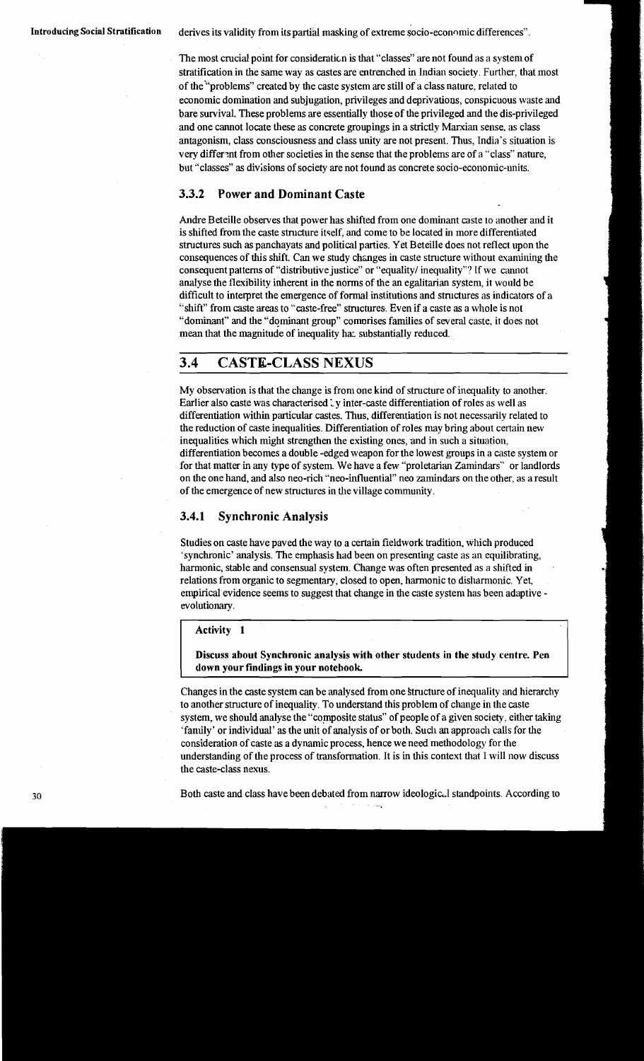derives its validity from its partial masking of extreme socio-economic differences".

The most crucial point for consideration is that "classes" are not found as a system of stratification in the same way as castes are entrenched in Indian society. Further, that most of the "problems" created by the caste system are still of a class nature, related to economic domination and subjugation, privileges and deprivations, conspicuous waste and bare survival. These problems are essentially those of the privileged and the dis-privileged and one cannot locate these as concrete groupings in a strictly Marxian sense, as class antagonism, class consciousness and class unity are not present. Thus, India's situation is very different from other societies in the sense that the problems are of a "class" nature, but "classes" as divisions of society are not found as concrete socio-economic-units.

### 3.3.2 Power and Dominant Caste

Andre Beteille observes that power has shifted from one dominant caste to another and it is shifted from the caste structure itself, and come to be located in more differentiated structures such as panchayats and political parties. Yet Beteille does not reflect upon the consequences of this shift. Can we study changes in caste structure without examining the consequent patterns of "distributive justice" or "equality/ inequality"? If we cannot analyse the flexibility inherent in the norms of the an egalitarian system, it would be difficult to interpret the emergence of formal institutions and structures as indicators of a "shift" from caste areas to "caste-free" structures. Even if a caste as a whole is not "dominant" and the "dominant group" comprises families of several caste, it does not mean that the magnitude of inequality has substantially reduced.

## 3.4 CASTE-CLASS NEXUS

My observation is that the change is from one kind of structure of inequality to another. Earlier also caste was characterised by inter-caste differentiation of roles as well as differentiation within particular castes. Thus, differentiation is not necessarily related to the reduction of caste inequalities. Differentiation of roles may bring about certain new inequalities which might strengthen the existing ones, and in such a situation, differentiation becomes a double -edged weapon for the lowest groups in a caste system or for that matter in any type of system. We have a few "proletarian Zamindars" or landlords on the one hand, and also neo-rich "neo-influential" neo zamindars on the other, as a result of the emergence of new structures in the village community.

### 3.4.1 Synchronic Analysis

Studies on caste have paved the way to a certain fieldwork tradition, which produced 'synchronic' analysis. The emphasis had been on presenting caste as an equilibrating, harmonic, stable and consensual system. Change was often presented as a shifted in relations from organic to segmentary, closed to open, harmonic to disharmonic. Yet, empirical evidence seems to suggest that change in the caste system has been adaptive - evolutionary.

**Activity 1**

**Discuss about Synchronic analysis with other students in the study centre. Pen down your findings in your notebook.**

Changes in the caste system can be analysed from one structure of inequality and hierarchy to another structure of inequality. To understand this problem of change in the caste system, we should analyse the "composite status" of people of a given society, either taking 'family' or individual' as the unit of analysis of or both. Such an approach calls for the consideration of caste as a dynamic process, hence we need methodology for the understanding of the process of transformation. It is in this context that I will now discuss the caste-class nexus.

Both caste and class have been debated from narrow ideological standpoints. According to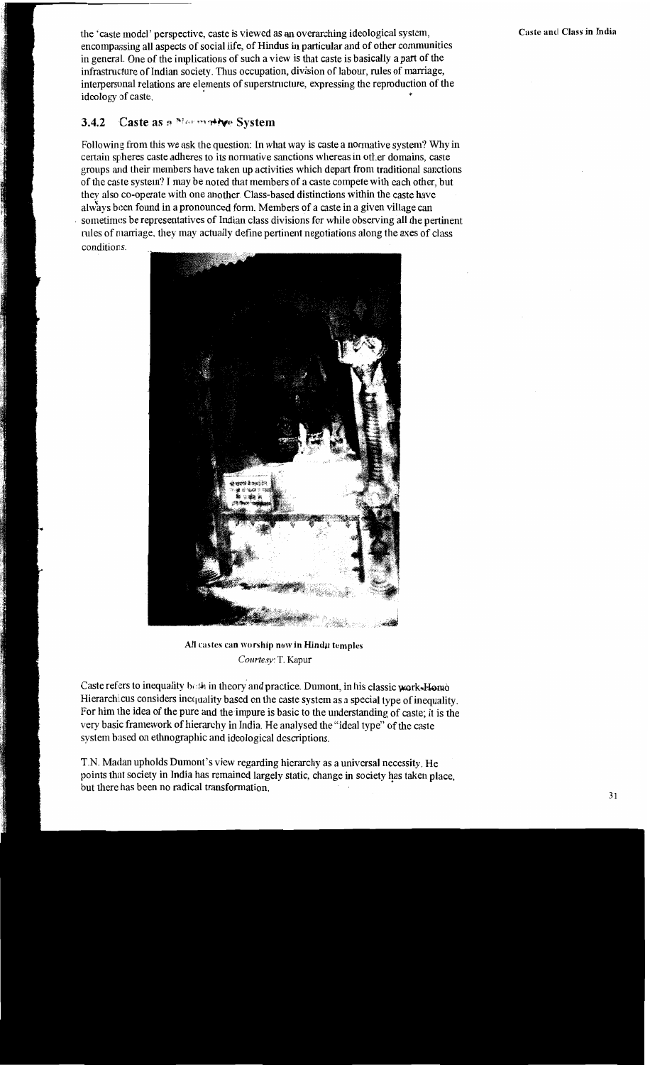the 'caste model' perspective, caste is viewed as an overarching ideological system, encompassing all aspects of social life, of Hindus in particular and of other communities in general. One of the implications of such a view is that caste is basically a part of the infrastructure of Indian society. Thus occupation, division of labour, rules of marriage, interpersonal relations are elements of superstructure, expressing the reproduction of the ideology of caste.

### 3.4.2 Caste as a Normative System

Following from this we ask the question: In what way is caste a normative system? Why in certain spheres caste adheres to its normative sanctions whereas in other domains, caste groups and their members have taken up activities which depart from traditional sanctions of the caste system? I may be noted that members of a caste compete with each other, but they also co-operate with one another. Class-based distinctions within the caste have always been found in a pronounced form. Members of a caste in a given village can sometimes be representatives of Indian class divisions for while observing all the pertinent rules of marriage, they may actually define pertinent negotiations along the axes of class conditions.

All castes can worship now in Hindu temples
*Courtesy:* T. Kapur

Caste refers to inequality both in theory and practice. Dumont, in his classic work Homo Hierarchicus considers inequality based on the caste system as a special type of inequality. For him the idea of the pure and the impure is basic to the understanding of caste; it is the very basic framework of hierarchy in India. He analysed the "ideal type" of the caste system based on ethnographic and ideological descriptions.

T.N. Madan upholds Dumont's view regarding hierarchy as a universal necessity. He points that society in India has remained largely static, change in society has taken place, but there has been no radical transformation.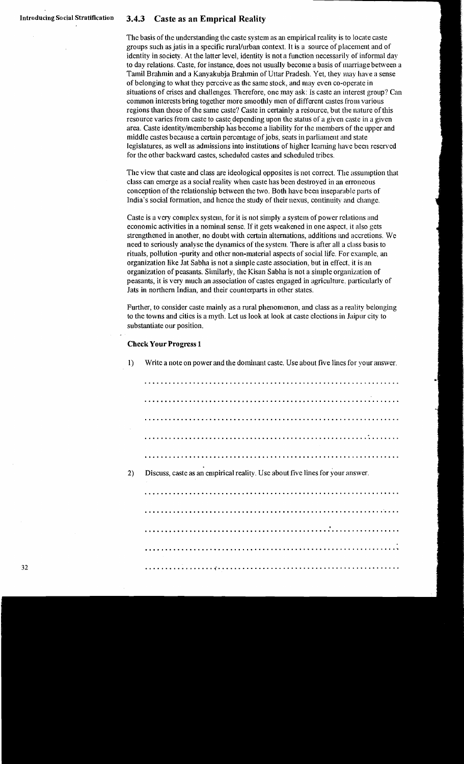### 3.4.3 Caste as an Emprical Reality

The basis of the understanding the caste system as an empirical reality is to locate caste groups such as jatis in a specific rural/urban context. It is a source of placement and of identity in society. At the latter level, identity is not a function necessarily of informal day to day relations. Caste, for instance, does not usually become a basis of marriage between a Tamil Brahmin and a Kanyakubja Brahmin of Uttar Pradesh. Yet, they may have a sense of belonging to what they perceive as the same stock, and may even co-operate in situations of crises and challenges. Therefore, one may ask: Is caste an interest group? Can common interests bring together more smoothly men of different castes from various regions than those of the same caste? Caste in certainly a resource, but the nature of this resource varies from caste to caste depending upon the status of a given caste in a given area. Caste identity/membership has become a liability for the members of the upper and middle castes because a certain percentage of jobs, seats in parliament and state legislatures, as well as admissions into institutions of higher learning have been reserved for the other backward castes, scheduled castes and scheduled tribes.

The view that caste and class are ideological opposites is not correct. The assumption that class can emerge as a social reality when caste has been destroyed in an erroneous conception of the relationship between the two. Both have been inseparable parts of India's social formation, and hence the study of their nexus, continuity and change.

Caste is a very complex system, for it is not simply a system of power relations and economic activities in a nominal sense. If it gets weakened in one aspect, it also gets strengthened in another, no doubt with certain alternations, additions and accretions. We need to seriously analyse the dynamics of the system. There is after all a class basis to rituals, pollution -purity and other non-material aspects of social life. For example, an organization like Jat Sabha is not a simple caste association, but in effect, it is an organization of peasants. Similarly, the Kisan Sabha is not a simple organization of peasants, it is very much an association of castes engaged in agriculture, particularly of Jats in northern Indian, and their counterparts in other states.

Further, to consider caste mainly as a rural phenomenon, and class as a reality belonging to the towns and cities is a myth. Let us look at look at caste elections in Jaipur city to substantiate our position.

**Check Your Progress 1**

1) Write a note on power and the dominant caste. Use about five lines for your answer.

..............................................................................

..............................................................................

..............................................................................

..............................................................................

..............................................................................

2) Discuss, caste as an empirical reality. Use about five lines for your answer.

..............................................................................

..............................................................................

..............................................................................

..............................................................................

..............................................................................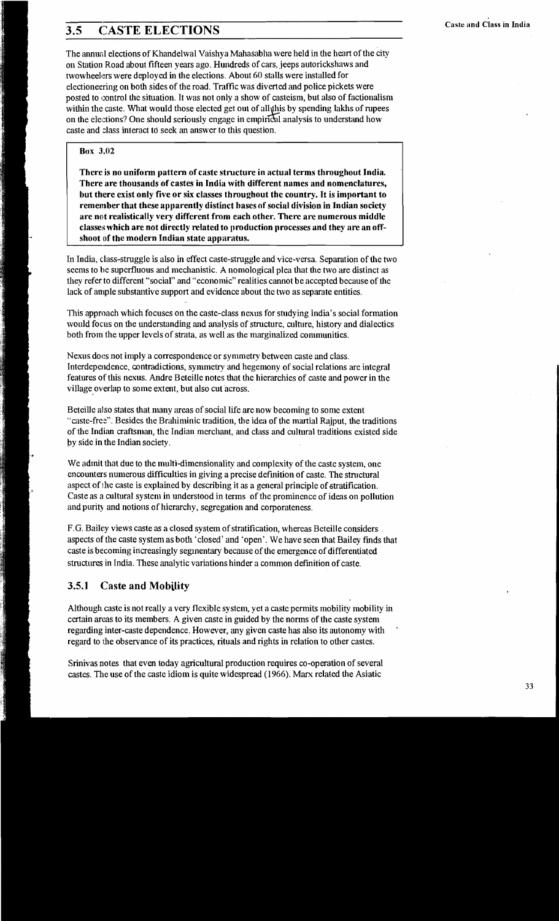## 3.5 CASTE ELECTIONS

The annual elections of Khandelwal Vaishya Mahasabha were held in the heart of the city on Station Road about fifteen years ago. Hundreds of cars, jeeps autorickshaws and twowheelers were deployed in the elections. About 60 stalls were installed for electioneering on both sides of the road. Traffic was diverted and police pickets were posted to control the situation. It was not only a show of casteism, but also of factionalism within the caste. What would those elected get out of all this by spending lakhs of rupees on the elections? One should seriously engage in empirical analysis to understand how caste and class interact to seek an answer to this question.

**Box 3.02**

**There is no uniform pattern of caste structure in actual terms throughout India. There are thousands of castes in India with different names and nomenclatures, but there exist only five or six classes throughout the country. It is important to remember that these apparently distinct bases of social division in Indian society are not realistically very different from each other. There are numerous middle classes which are not directly related to production processes and they are an off-shoot of the modern Indian state apparatus.**

In India, class-struggle is also in effect caste-struggle and vice-versa. Separation of the two seems to be superfluous and mechanistic. A nomological plea that the two are distinct as they refer to different "social" and "economic" realities cannot be accepted because of the lack of ample substantive support and evidence about the two as separate entities.

This approach which focuses on the caste-class nexus for studying India's social formation would focus on the understanding and analysis of structure, culture, history and dialectics both from the upper levels of strata, as well as the marginalized communities.

Nexus does not imply a correspondence or symmetry between caste and class. Interdependence, contradictions, symmetry and hegemony of social relations are integral features of this nexus. Andre Beteille notes that the hierarchies of caste and power in the village overlap to some extent, but also cut across.

Beteille also states that many areas of social life are now becoming to some extent "caste-free". Besides the Brahiminic tradition, the idea of the martial Rajput, the traditions of the Indian craftsman, the Indian merchant, and class and cultural traditions existed side by side in the Indian society.

We admit that due to the multi-dimensionality and complexity of the caste system, one encounters numerous difficulties in giving a precise definition of caste. The structural aspect of the caste is explained by describing it as a general principle of stratification. Caste as a cultural system in understood in terms of the prominence of ideas on pollution and purity and notions of hierarchy, segregation and corporateness.

F.G. Bailey views caste as a closed system of stratification, whereas Beteille considers aspects of the caste system as both 'closed' and 'open'. We have seen that Bailey finds that caste is becoming increasingly segmentary because of the emergence of differentiated structures in India. These analytic variations hinder a common definition of caste.

### 3.5.1 Caste and Mobility

Although caste is not really a very flexible system, yet a caste permits mobility mobility in certain areas to its members. A given caste in guided by the norms of the caste system regarding inter-caste dependence. However, any given caste has also its autonomy with regard to the observance of its practices, rituals and rights in relation to other castes.

Srinivas notes that even today agricultural production requires co-operation of several castes. The use of the caste idiom is quite widespread (1966). Marx related the Asiatic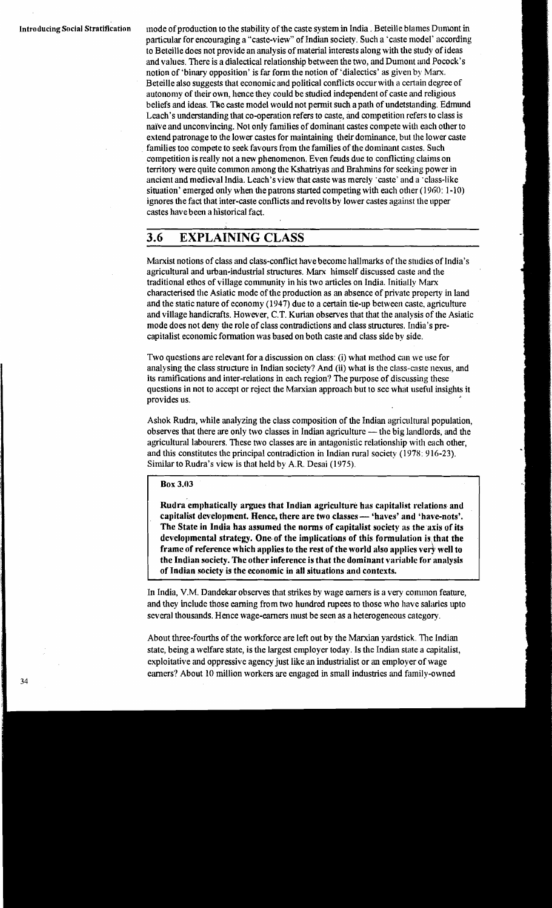mode of production to the stability of the caste system in India . Beteille blames Dumont in particular for encouraging a "caste-view" of Indian society. Such a 'caste model' according to Beteille does not provide an analysis of material interests along with the study of ideas and values. There is a dialectical relationship between the two, and Dumont and Pocock's notion of 'binary opposition' is far form the notion of 'dialectics' as given by Marx. Beteille also suggests that economic and political conflicts occur with a certain degree of autonomy of their own, hence they could be studied independent of caste and religious beliefs and ideas. The caste model would not permit such a path of undetstanding. Edmund Leach's understanding that co-operation refers to caste, and competition refers to class is naïve and unconvincing. Not only families of dominant castes compete with each other to extend patronage to the lower castes for maintaining their dominance, but the lower caste families too compete to seek favours from the families of the dominant castes. Such competition is really not a new phenomenon. Even feuds due to conflicting claims on territory were quite common among the Kshatriyas and Brahmins for seeking power in ancient and medieval India. Leach's view that caste was merely 'caste' and a 'class-like situation' emerged only when the patrons started competing with each other (1960: 1-10) ignores the fact that inter-caste conflicts and revolts by lower castes against the upper castes have been a historical fact.

## 3.6 EXPLAINING CLASS

Marxist notions of class and class-conflict have become hallmarks of the studies of India's agricultural and urban-industrial structures. Marx himself discussed caste and the traditional ethos of village community in his two articles on India. Initially Marx characterised the Asiatic mode of the production as an absence of private property in land and the static nature of economy (1947) due to a certain tie-up between caste, agriculture and village handicrafts. However, C.T. Kurian observes that that the analysis of the Asiatic mode does not deny the role of class contradictions and class structures. India's pre-capitalist economic formation was based on both caste and class side by side.

Two questions are relevant for a discussion on class: (i) what method can we use for analysing the class structure in Indian society? And (ii) what is the class-caste nexus, and its ramifications and inter-relations in each region? The purpose of discussing these questions in not to accept or reject the Marxian approach but to see what useful insights it provides us.

Ashok Rudra, while analyzing the class composition of the Indian agricultural population, observes that there are only two classes in Indian agriculture — the big landlords, and the agricultural labourers. These two classes are in antagonistic relationship with each other, and this constitutes the principal contradiction in Indian rural society (1978: 916-23). Similar to Rudra's view is that held by A.R. Desai (1975).

**Box 3.03**

**Rudra emphatically argues that Indian agriculture has capitalist relations and capitalist development. Hence, there are two classes — 'haves' and 'have-nots'. The State in India has assumed the norms of capitalist society as the axis of its developmental strategy. One of the implications of this formulation is that the frame of reference which applies to the rest of the world also applies very well to the Indian society. The other inference is that the dominant variable for analysis of Indian society is the economic in all situations and contexts.**

In India, V.M. Dandekar observes that strikes by wage earners is a very common feature, and they include those earning from two hundred rupees to those who have salaries upto several thousands. Hence wage-earners must be seen as a heterogeneous category.

About three-fourths of the workforce are left out by the Marxian yardstick. The Indian state, being a welfare state, is the largest employer today. Is the Indian state a capitalist, exploitative and oppressive agency just like an industrialist or an employer of wage earners? About 10 million workers are engaged in small industries and family-owned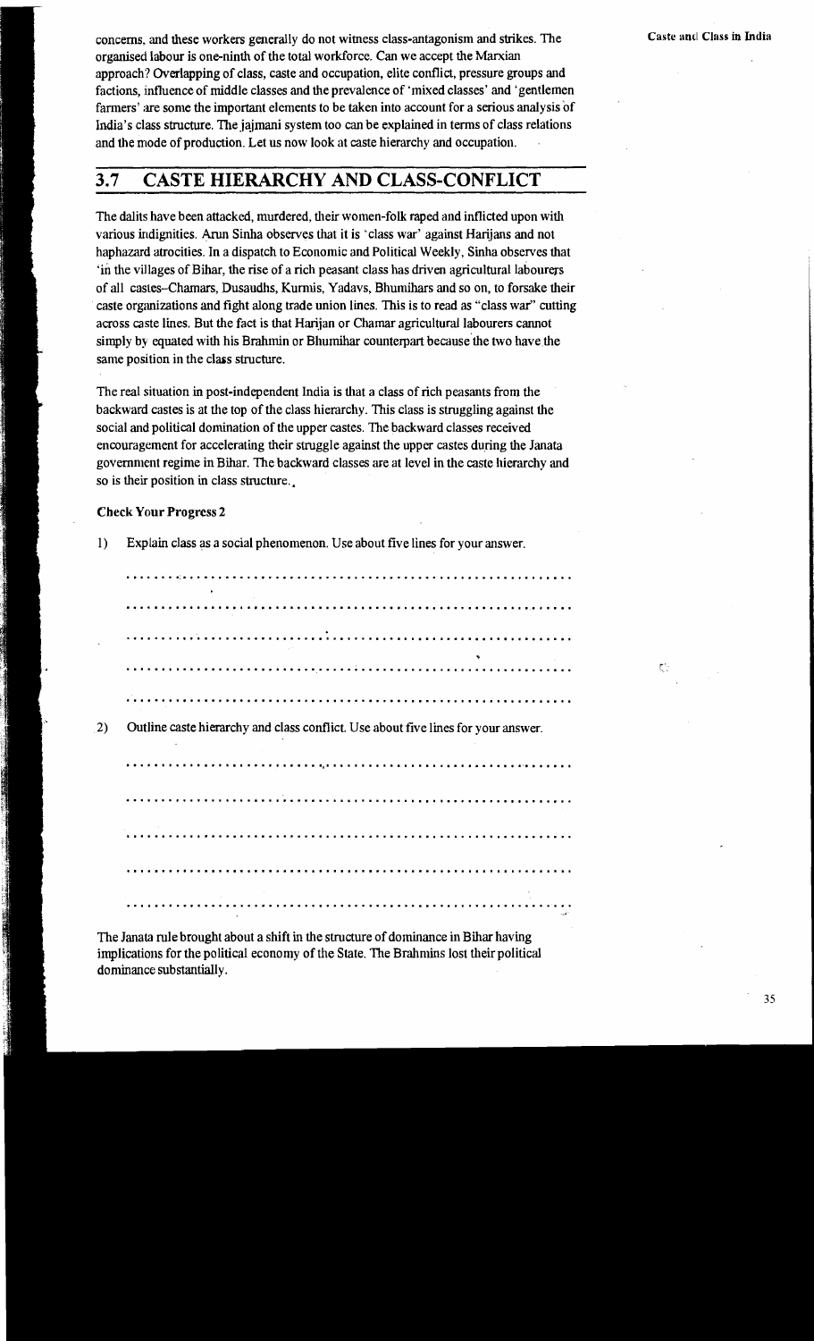concerns, and these workers generally do not witness class-antagonism and strikes. The organised labour is one-ninth of the total workforce. Can we accept the Marxian approach? Overlapping of class, caste and occupation, elite conflict, pressure groups and factions, influence of middle classes and the prevalence of 'mixed classes' and 'gentlemen farmers' are some the important elements to be taken into account for a serious analysis of India's class structure. The jajmani system too can be explained in terms of class relations and the mode of production. Let us now look at caste hierarchy and occupation.

## 3.7 CASTE HIERARCHY AND CLASS-CONFLICT

The dalits have been attacked, murdered, their women-folk raped and inflicted upon with various indignities. Arun Sinha observes that it is 'class war' against Harijans and not haphazard atrocities. In a dispatch to Economic and Political Weekly, Sinha observes that 'in the villages of Bihar, the rise of a rich peasant class has driven agricultural labourers of all castes–Chamars, Dusaudhs, Kurmis, Yadavs, Bhumihars and so on, to forsake their caste organizations and fight along trade union lines. This is to read as "class war" cutting across caste lines. But the fact is that Harijan or Chamar agricultural labourers cannot simply by equated with his Brahmin or Bhumihar counterpart because the two have the same position in the class structure.

The real situation in post-independent India is that a class of rich peasants from the backward castes is at the top of the class hierarchy. This class is struggling against the social and political domination of the upper castes. The backward classes received encouragement for accelerating their struggle against the upper castes during the Janata government regime in Bihar. The backward classes are at level in the caste hierarchy and so is their position in class structure.

**Check Your Progress 2**

1) Explain class as a social phenomenon. Use about five lines for your answer.

...............................................................

...............................................................

...............................................................

...............................................................

...............................................................

2) Outline caste hierarchy and class conflict. Use about five lines for your answer.

...............................................................

...............................................................

...............................................................

...............................................................

...............................................................

The Janata rule brought about a shift in the structure of dominance in Bihar having implications for the political economy of the State. The Brahmins lost their political dominance substantially.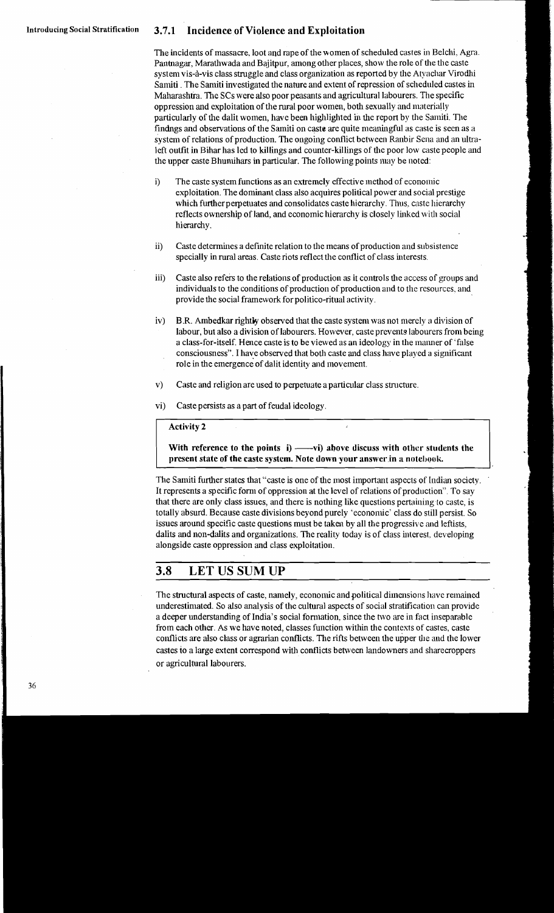### 3.7.1 Incidence of Violence and Exploitation

The incidents of massacre, loot and rape of the women of scheduled castes in Belchi, Agra, Pantnagar, Marathwada and Bajitpur, among other places, show the role of the the caste system vis-à-vis class struggle and class organization as reported by the Atyachar Virodhi Samiti . The Samiti investigated the nature and extent of repression of scheduled castes in Maharashtra. The SCs were also poor peasants and agricultural labourers. The specific oppression and exploitation of the rural poor women, both sexually and materially particularly of the dalit women, have been highlighted in the report by the Samiti. The findngs and observations of the Samiti on caste are quite meaningful as caste is seen as a system of relations of production. The ongoing conflict between Ranbir Sena and an ultra-left outfit in Bihar has led to killings and counter-killings of the poor low caste people and the upper caste Bhumihars in particular. The following points may be noted:

i) The caste system functions as an extremely effective method of economic exploitation. The dominant class also acquires political power and social prestige which further perpetuates and consolidates caste hierarchy. Thus, caste hierarchy reflects ownership of land, and economic hierarchy is closely linked with social hierarchy.

ii) Caste determines a definite relation to the means of production and subsistence specially in rural areas. Caste riots reflect the conflict of class interests.

iii) Caste also refers to the relations of production as it controls the access of groups and individuals to the conditions of production of production and to the resources, and provide the social framework for politico-ritual activity.

iv) B.R. Ambedkar rightly observed that the caste system was not merely a division of labour, but also a division of labourers. However, caste prevents labourers from being a class-for-itself. Hence caste is to be viewed as an ideology in the manner of 'false consciousness". I have observed that both caste and class have played a significant role in the emergence of dalit identity and movement.

v) Caste and religion are used to perpetuate a particular class structure.

vi) Caste persists as a part of feudal ideology.

> **Activity 2**
>
> **With reference to the points i) ——vi) above discuss with other students the present state of the caste system. Note down your answer in a notebook.**

The Samiti further states that "caste is one of the most important aspects of Indian society. It represents a specific form of oppression at the level of relations of production". To say that there are only class issues, and there is nothing like questions pertaining to caste, is totally absurd. Because caste divisions beyond purely 'economic' class do still persist. So issues around specific caste questions must be taken by all the progressive and leftists, dalits and non-dalits and organizations. The reality today is of class interest, developing alongside caste oppression and class exploitation.

## 3.8 LET US SUM UP

The structural aspects of caste, namely, economic and political dimensions have remained underestimated. So also analysis of the cultural aspects of social stratification can provide a deeper understanding of India's social formation, since the two are in fact inseparable from each other. As we have noted, classes function within the contexts of castes, caste conflicts are also class or agrarian conflicts. The rifts between the upper the and the lower castes to a large extent correspond with conflicts between landowners and sharecroppers or agricultural labourers.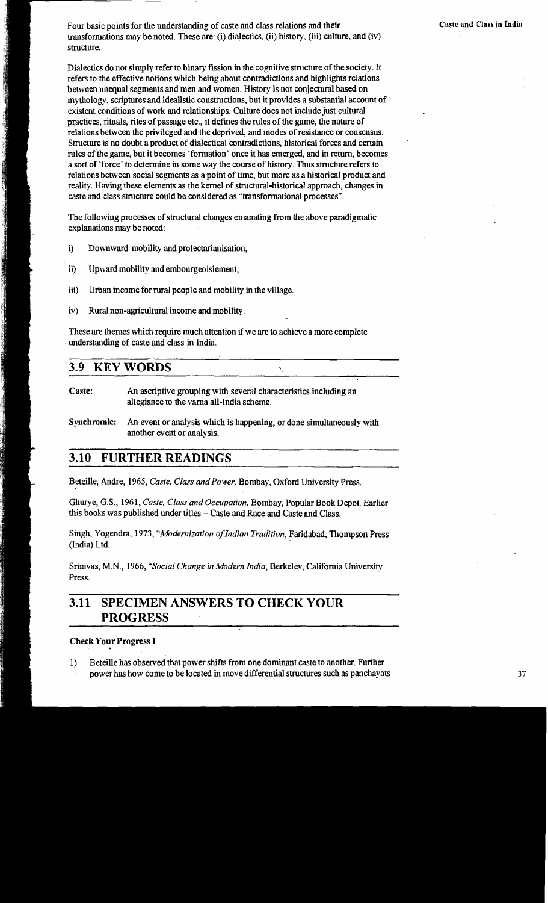Four basic points for the understanding of caste and class relations and their transformations may be noted. These are: (i) dialectics, (ii) history, (iii) culture, and (iv) structure.

Dialectics do not simply refer to binary fission in the cognitive structure of the society. It refers to the effective notions which being about contradictions and highlights relations between unequal segments and men and women. History is not conjectural based on mythology, scriptures and idealistic constructions, but it provides a substantial account of existent conditions of work and relationships. Culture does not include just cultural practices, rituals, rites of passage etc., it defines the rules of the game, the nature of relations between the privileged and the deprived, and modes of resistance or consensus. Structure is no doubt a product of dialectical contradictions, historical forces and certain rules of the game, but it becomes 'formation' once it has emerged, and in return, becomes a sort of 'force' to determine in some way the course of history. Thus structure refers to relations between social segments as a point of time, but more as a historical product and reality. Having these elements as the kernel of structural-historical approach, changes in caste and class structure could be considered as "transformational processes".

The following processes of structural changes emanating from the above paradigmatic explanations may be noted:

i) Downward mobility and prolectarianisation,

ii) Upward mobility and embourgeoisiement,

iii) Urban income for rural people and mobility in the village.

iv) Rural non-agricultural income and mobility.

These are themes which require much attention if we are to achieve a more complete understanding of caste and class in India.

## 3.9 KEY WORDS

**Caste:** An ascriptive grouping with several characteristics including an allegiance to the varna all-India scheme.

**Synchromic:** An event or analysis which is happening, or done simultaneously with another event or analysis.

## 3.10 FURTHER READINGS

Beteille, Andre, 1965, *Caste, Class and Power*, Bombay, Oxford University Press.

Ghurye, G.S., 1961, *Caste, Class and Occupation*, Bombay, Popular Book Depot. Earlier this books was published under titles – Caste and Race and Caste and Class.

Singh, Yogendra, 1973, "*Modernization of Indian Tradition*, Faridabad, Thompson Press (India) Ltd.

Srinivas, M.N., 1966, "*Social Change in Modern India*, Berkeley, California University Press.

## 3.11 SPECIMEN ANSWERS TO CHECK YOUR PROGRESS

**Check Your Progress 1**

1) Beteille has observed that power shifts from one dominant caste to another. Further power has how come to be located in move differential structures such as panchayats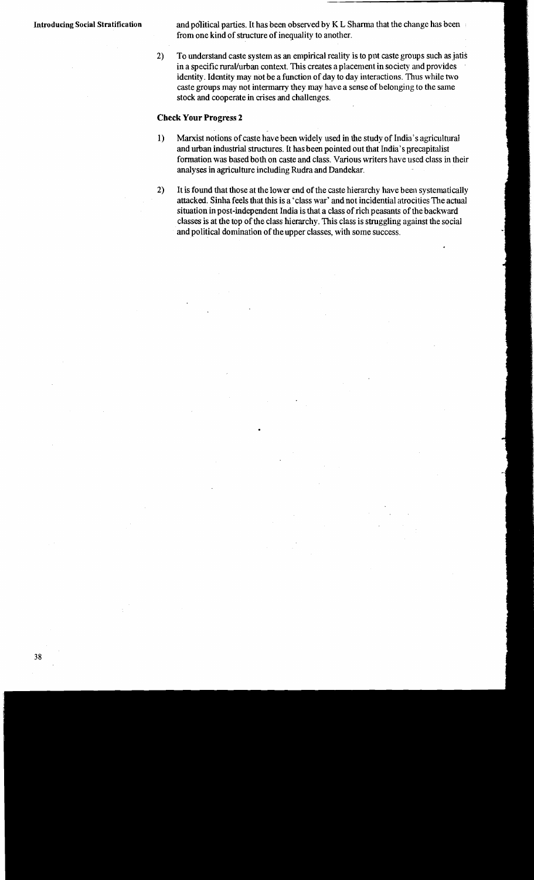and political parties. It has been observed by K L Sharma that the change has been from one kind of structure of inequality to another.

2) To understand caste system as an empirical reality is to put caste groups such as jatis in a specific rural/urban context. This creates a placement in society and provides identity. Identity may not be a function of day to day interactions. Thus while two caste groups may not intermarry they may have a sense of belonging to the same stock and cooperate in crises and challenges.

**Check Your Progress 2**

1) Marxist notions of caste have been widely used in the study of India's agricultural and urban industrial structures. It has been pointed out that India's precapitalist formation was based both on caste and class. Various writers have used class in their analyses in agriculture including Rudra and Dandekar.

2) It is found that those at the lower end of the caste hierarchy have been systematically attacked. Sinha feels that this is a 'class war' and not incidential atrocities The actual situation in post-independent India is that a class of rich peasants of the backward classes is at the top of the class hierarchy. This class is struggling against the social and political domination of the upper classes, with some success.